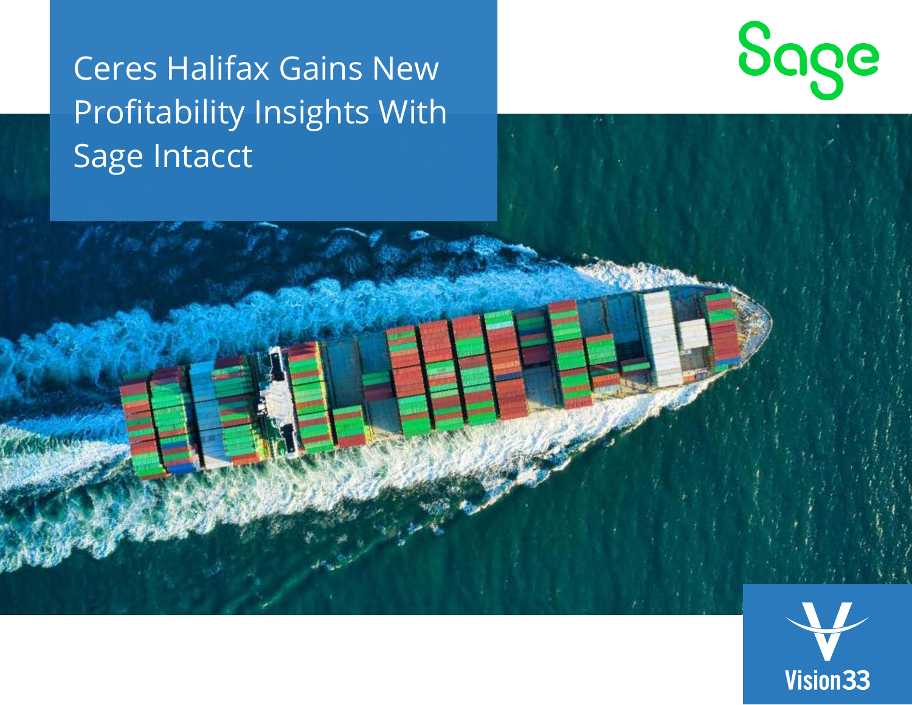# Ceres Halifax Gains New Profitability Insights With Sage Intacct

Sage

Vision33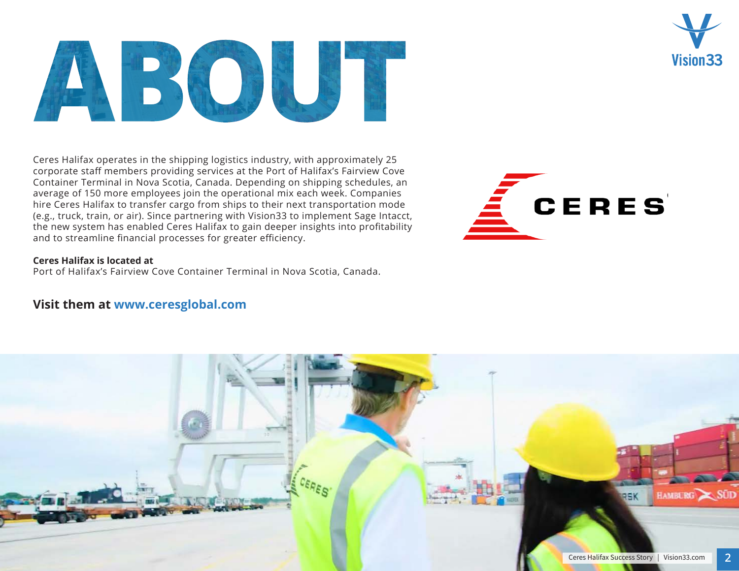# ABOUT

Ceres Halifax operates in the shipping logistics industry, with approximately 25 corporate staff members providing services at the Port of Halifax's Fairview Cove Container Terminal in Nova Scotia, Canada. Depending on shipping schedules, an average of 150 more employees join the operational mix each week. Companies hire Ceres Halifax to transfer cargo from ships to their next transportation mode (e.g., truck, train, or air). Since partnering with Vision33 to implement Sage Intacct, the new system has enabled Ceres Halifax to gain deeper insights into profitability and to streamline financial processes for greater efficiency.

**Ceres Halifax is located at**
Port of Halifax's Fairview Cove Container Terminal in Nova Scotia, Canada.

**Visit them at www.ceresglobal.com**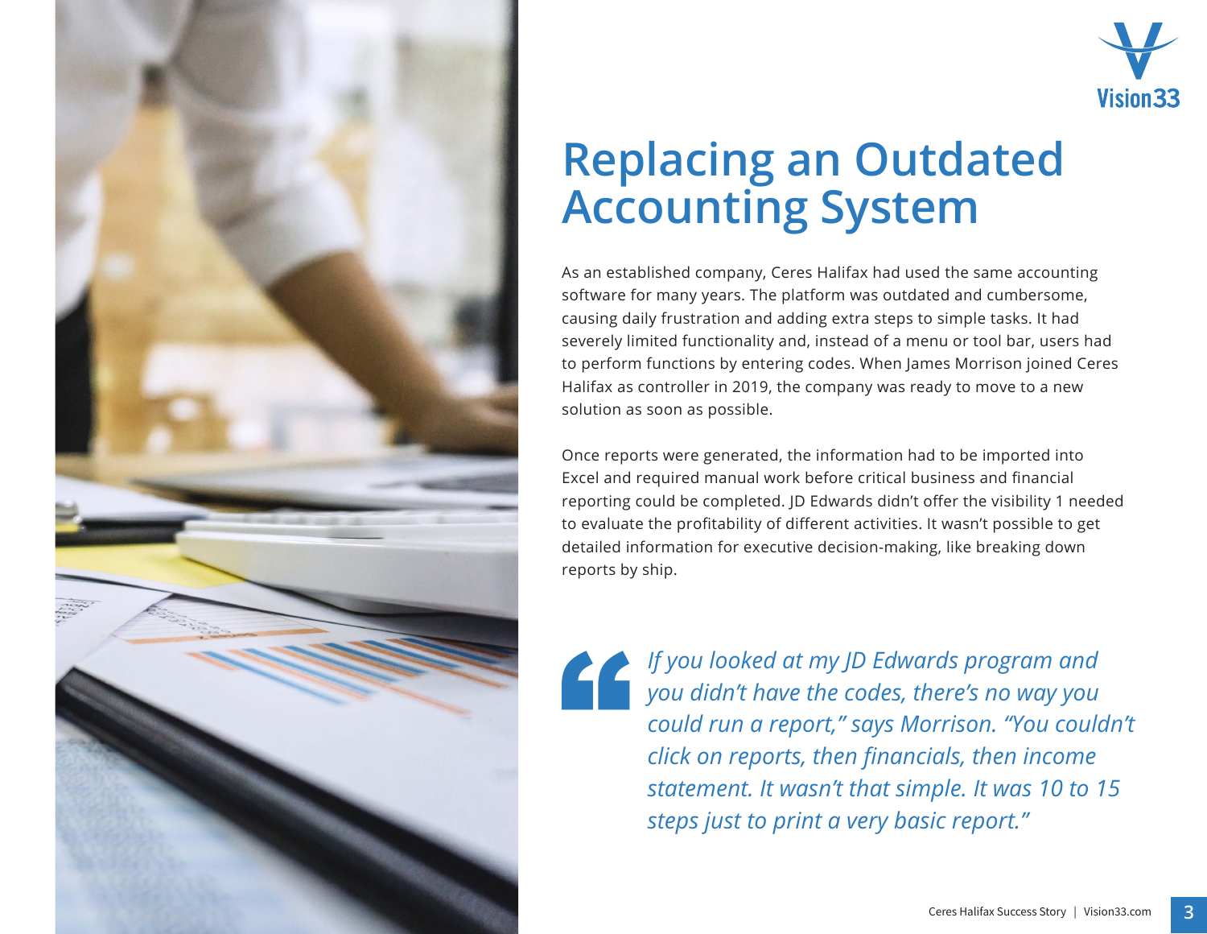# Replacing an Outdated Accounting System

As an established company, Ceres Halifax had used the same accounting software for many years. The platform was outdated and cumbersome, causing daily frustration and adding extra steps to simple tasks. It had severely limited functionality and, instead of a menu or tool bar, users had to perform functions by entering codes. When James Morrison joined Ceres Halifax as controller in 2019, the company was ready to move to a new solution as soon as possible.

Once reports were generated, the information had to be imported into Excel and required manual work before critical business and financial reporting could be completed. JD Edwards didn't offer the visibility 1 needed to evaluate the profitability of different activities. It wasn't possible to get detailed information for executive decision-making, like breaking down reports by ship.

> *If you looked at my JD Edwards program and you didn't have the codes, there's no way you could run a report," says Morrison. "You couldn't click on reports, then financials, then income statement. It wasn't that simple. It was 10 to 15 steps just to print a very basic report."*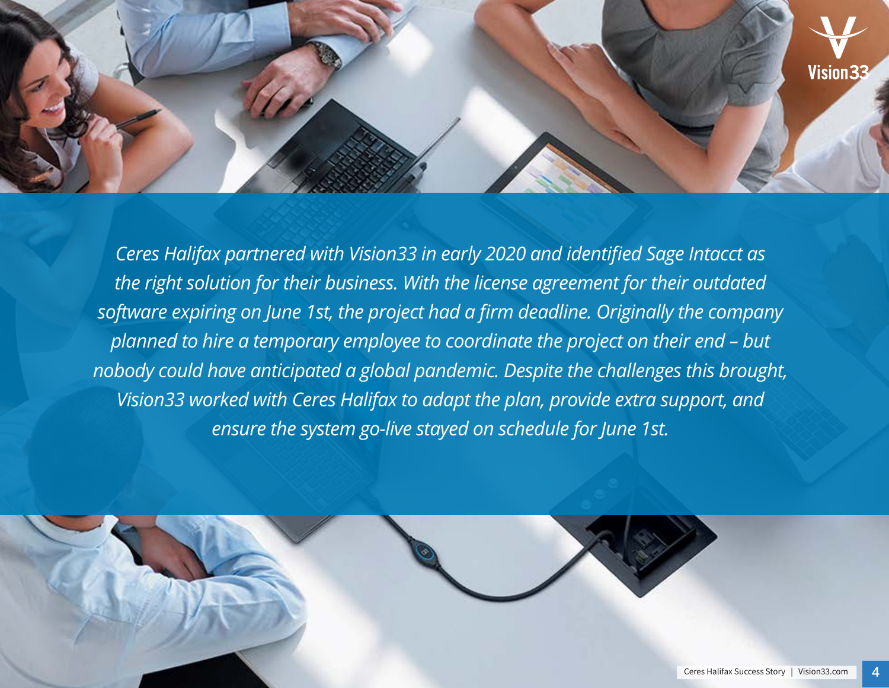*Ceres Halifax partnered with Vision33 in early 2020 and identified Sage Intacct as the right solution for their business. With the license agreement for their outdated software expiring on June 1st, the project had a firm deadline. Originally the company planned to hire a temporary employee to coordinate the project on their end – but nobody could have anticipated a global pandemic. Despite the challenges this brought, Vision33 worked with Ceres Halifax to adapt the plan, provide extra support, and ensure the system go-live stayed on schedule for June 1st.*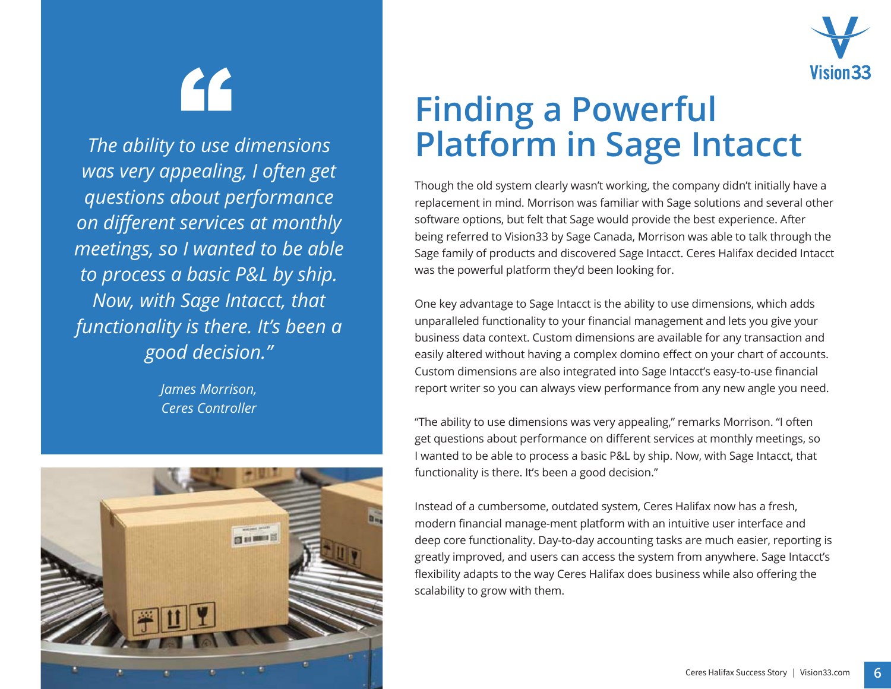> *The ability to use dimensions was very appealing, I often get questions about performance on different services at monthly meetings, so I wanted to be able to process a basic P&L by ship. Now, with Sage Intacct, that functionality is there. It's been a good decision."*
>
> *James Morrison, Ceres Controller*

# Finding a Powerful Platform in Sage Intacct

Though the old system clearly wasn't working, the company didn't initially have a replacement in mind. Morrison was familiar with Sage solutions and several other software options, but felt that Sage would provide the best experience. After being referred to Vision33 by Sage Canada, Morrison was able to talk through the Sage family of products and discovered Sage Intacct. Ceres Halifax decided Intacct was the powerful platform they'd been looking for.

One key advantage to Sage Intacct is the ability to use dimensions, which adds unparalleled functionality to your financial management and lets you give your business data context. Custom dimensions are available for any transaction and easily altered without having a complex domino effect on your chart of accounts. Custom dimensions are also integrated into Sage Intacct's easy-to-use financial report writer so you can always view performance from any new angle you need.

"The ability to use dimensions was very appealing," remarks Morrison. "I often get questions about performance on different services at monthly meetings, so I wanted to be able to process a basic P&L by ship. Now, with Sage Intacct, that functionality is there. It's been a good decision."

Instead of a cumbersome, outdated system, Ceres Halifax now has a fresh, modern financial manage-ment platform with an intuitive user interface and deep core functionality. Day-to-day accounting tasks are much easier, reporting is greatly improved, and users can access the system from anywhere. Sage Intacct's flexibility adapts to the way Ceres Halifax does business while also offering the scalability to grow with them.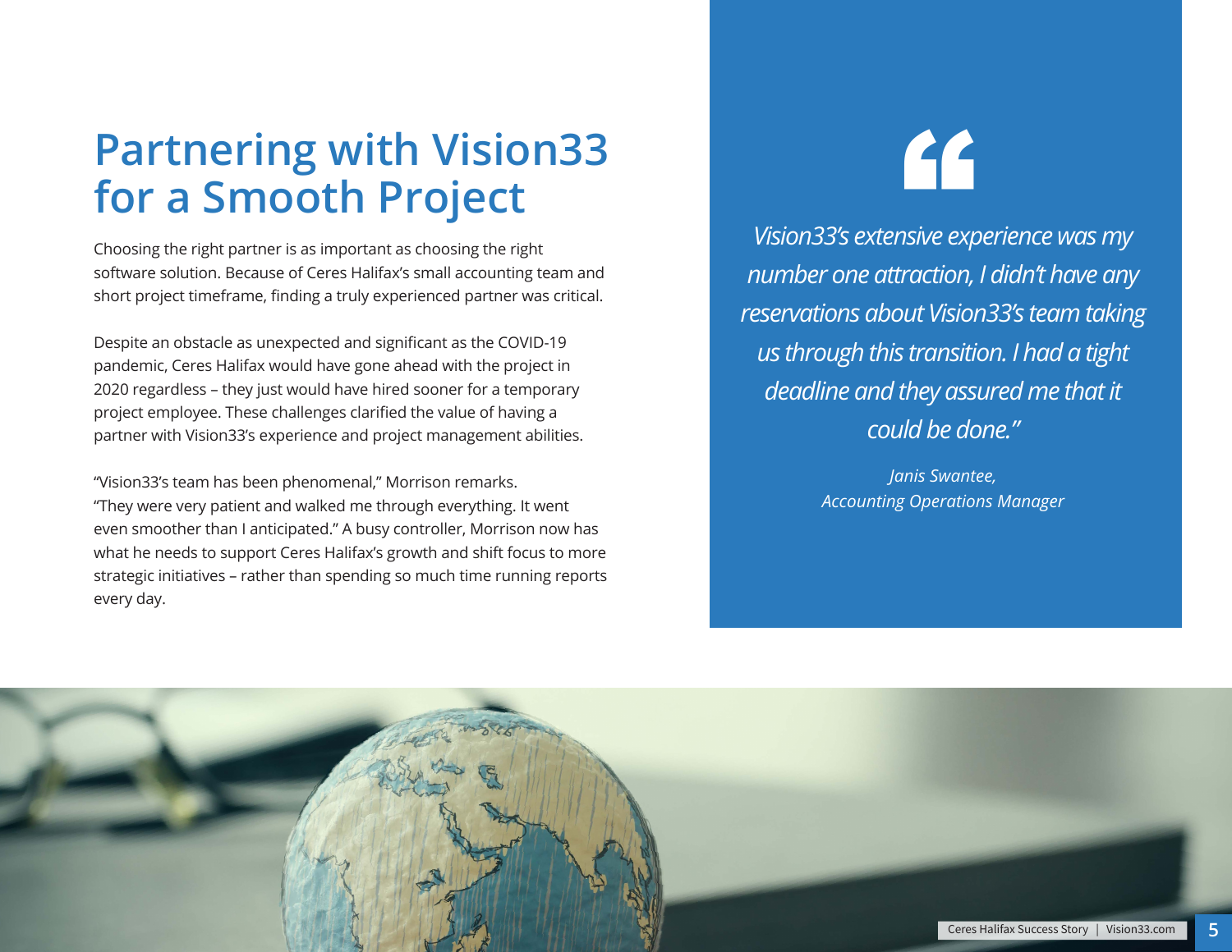# Partnering with Vision33 for a Smooth Project

Choosing the right partner is as important as choosing the right software solution. Because of Ceres Halifax's small accounting team and short project timeframe, finding a truly experienced partner was critical.

Despite an obstacle as unexpected and significant as the COVID-19 pandemic, Ceres Halifax would have gone ahead with the project in 2020 regardless – they just would have hired sooner for a temporary project employee. These challenges clarified the value of having a partner with Vision33's experience and project management abilities.

"Vision33's team has been phenomenal," Morrison remarks. "They were very patient and walked me through everything. It went even smoother than I anticipated." A busy controller, Morrison now has what he needs to support Ceres Halifax's growth and shift focus to more strategic initiatives – rather than spending so much time running reports every day.

> *"Vision33's extensive experience was my number one attraction, I didn't have any reservations about Vision33's team taking us through this transition. I had a tight deadline and they assured me that it could be done."*
>
> *Janis Swantee,*
> *Accounting Operations Manager*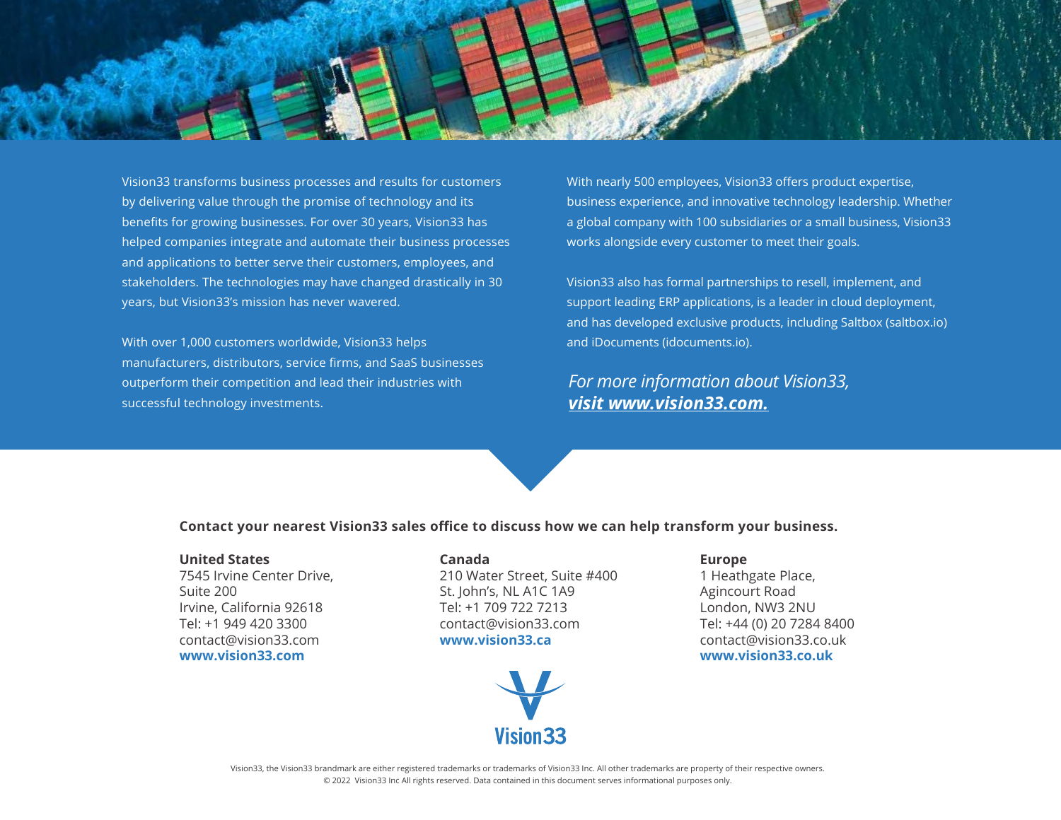Vision33 transforms business processes and results for customers by delivering value through the promise of technology and its benefits for growing businesses. For over 30 years, Vision33 has helped companies integrate and automate their business processes and applications to better serve their customers, employees, and stakeholders. The technologies may have changed drastically in 30 years, but Vision33's mission has never wavered.

With over 1,000 customers worldwide, Vision33 helps manufacturers, distributors, service firms, and SaaS businesses outperform their competition and lead their industries with successful technology investments.

With nearly 500 employees, Vision33 offers product expertise, business experience, and innovative technology leadership. Whether a global company with 100 subsidiaries or a small business, Vision33 works alongside every customer to meet their goals.

Vision33 also has formal partnerships to resell, implement, and support leading ERP applications, is a leader in cloud deployment, and has developed exclusive products, including Saltbox (saltbox.io) and iDocuments (idocuments.io).

*For more information about Vision33,* ***visit www.vision33.com.***

**Contact your nearest Vision33 sales office to discuss how we can help transform your business.**

**United States**
7545 Irvine Center Drive,
Suite 200
Irvine, California 92618
Tel: +1 949 420 3300
contact@vision33.com
**www.vision33.com**

**Canada**
210 Water Street, Suite #400
St. John's, NL A1C 1A9
Tel: +1 709 722 7213
contact@vision33.com
**www.vision33.ca**

**Europe**
1 Heathgate Place,
Agincourt Road
London, NW3 2NU
Tel: +44 (0) 20 7284 8400
contact@vision33.co.uk
**www.vision33.co.uk**

Vision33

Vision33, the Vision33 brandmark are either registered trademarks or trademarks of Vision33 Inc. All other trademarks are property of their respective owners.
© 2022 Vision33 Inc All rights reserved. Data contained in this document serves informational purposes only.